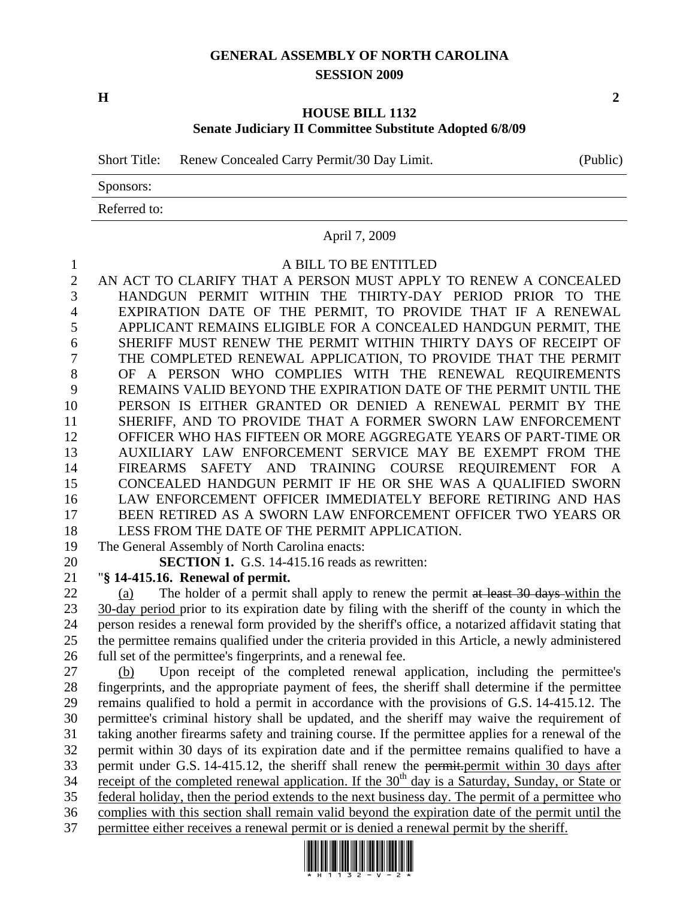# GENERAL ASSEMBLY OF NORTH CAROLINA
## SESSION 2009

**H** **2**

### HOUSE BILL 1132
### Senate Judiciary II Committee Substitute Adopted 6/8/09

| Short Title: | Renew Concealed Carry Permit/30 Day Limit. | (Public) |
| --- | --- | --- |
| Sponsors: | | |
| Referred to: | | |

April 7, 2009

A BILL TO BE ENTITLED

AN ACT TO CLARIFY THAT A PERSON MUST APPLY TO RENEW A CONCEALED HANDGUN PERMIT WITHIN THE THIRTY-DAY PERIOD PRIOR TO THE EXPIRATION DATE OF THE PERMIT, TO PROVIDE THAT IF A RENEWAL APPLICANT REMAINS ELIGIBLE FOR A CONCEALED HANDGUN PERMIT, THE SHERIFF MUST RENEW THE PERMIT WITHIN THIRTY DAYS OF RECEIPT OF THE COMPLETED RENEWAL APPLICATION, TO PROVIDE THAT THE PERMIT OF A PERSON WHO COMPLIES WITH THE RENEWAL REQUIREMENTS REMAINS VALID BEYOND THE EXPIRATION DATE OF THE PERMIT UNTIL THE PERSON IS EITHER GRANTED OR DENIED A RENEWAL PERMIT BY THE SHERIFF, AND TO PROVIDE THAT A FORMER SWORN LAW ENFORCEMENT OFFICER WHO HAS FIFTEEN OR MORE AGGREGATE YEARS OF PART-TIME OR AUXILIARY LAW ENFORCEMENT SERVICE MAY BE EXEMPT FROM THE FIREARMS SAFETY AND TRAINING COURSE REQUIREMENT FOR A CONCEALED HANDGUN PERMIT IF HE OR SHE WAS A QUALIFIED SWORN LAW ENFORCEMENT OFFICER IMMEDIATELY BEFORE RETIRING AND HAS BEEN RETIRED AS A SWORN LAW ENFORCEMENT OFFICER TWO YEARS OR LESS FROM THE DATE OF THE PERMIT APPLICATION.

The General Assembly of North Carolina enacts:

**SECTION 1.** G.S. 14-415.16 reads as rewritten:

"**§ 14-415.16. Renewal of permit.**

(a) The holder of a permit shall apply to renew the permit ~~at least 30 days~~ within the 30-day period prior to its expiration date by filing with the sheriff of the county in which the person resides a renewal form provided by the sheriff's office, a notarized affidavit stating that the permittee remains qualified under the criteria provided in this Article, a newly administered full set of the permittee's fingerprints, and a renewal fee.

(b) Upon receipt of the completed renewal application, including the permittee's fingerprints, and the appropriate payment of fees, the sheriff shall determine if the permittee remains qualified to hold a permit in accordance with the provisions of G.S. 14-415.12. The permittee's criminal history shall be updated, and the sheriff may waive the requirement of taking another firearms safety and training course. If the permittee applies for a renewal of the permit within 30 days of its expiration date and if the permittee remains qualified to have a permit under G.S. 14-415.12, the sheriff shall renew the ~~permit.~~ permit within 30 days after receipt of the completed renewal application. If the 30th day is a Saturday, Sunday, or State or federal holiday, then the period extends to the next business day. The permit of a permittee who complies with this section shall remain valid beyond the expiration date of the permit until the permittee either receives a renewal permit or is denied a renewal permit by the sheriff.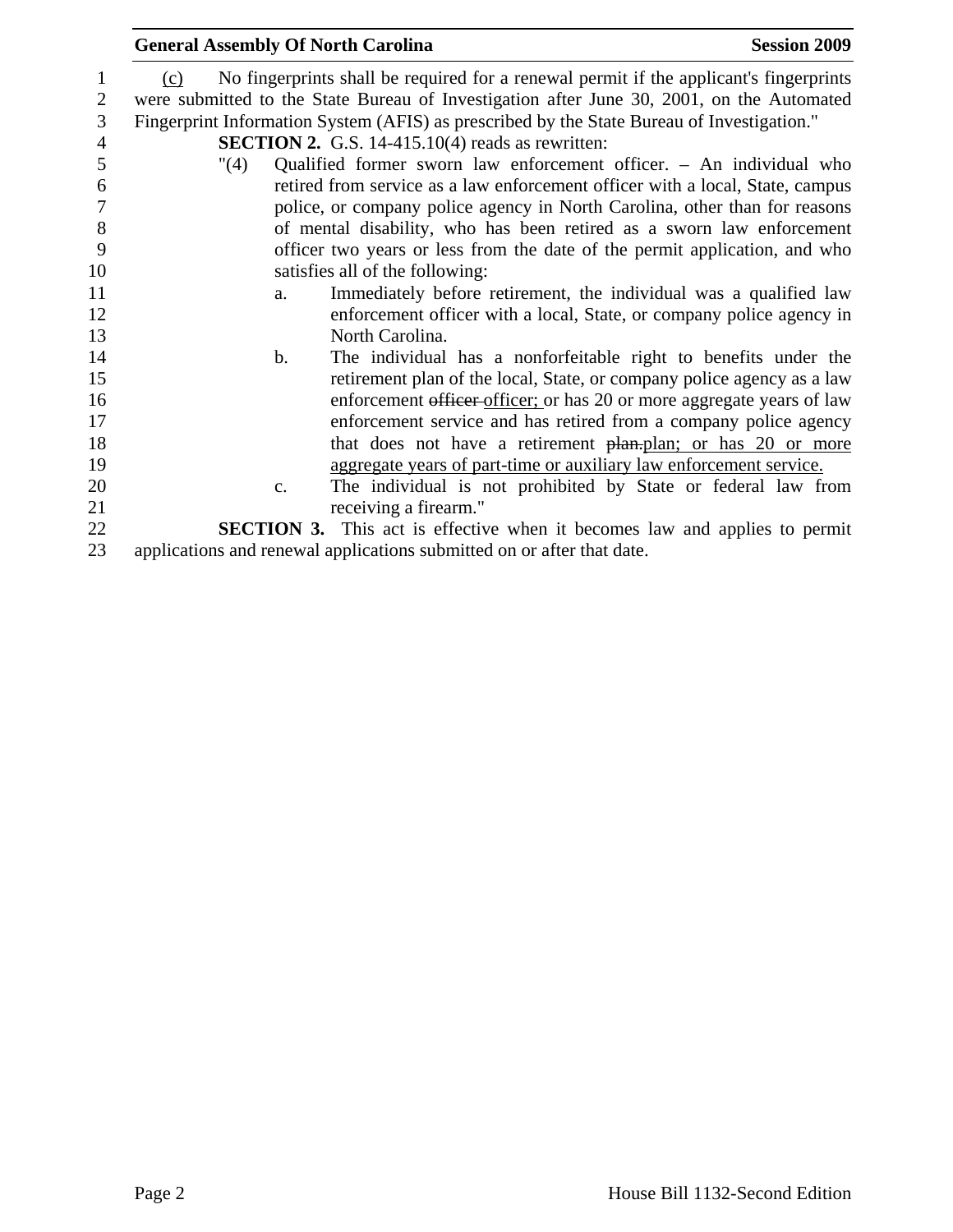(c) No fingerprints shall be required for a renewal permit if the applicant's fingerprints were submitted to the State Bureau of Investigation after June 30, 2001, on the Automated Fingerprint Information System (AFIS) as prescribed by the State Bureau of Investigation."

**SECTION 2.** G.S. 14-415.10(4) reads as rewritten:

"(4) Qualified former sworn law enforcement officer. – An individual who retired from service as a law enforcement officer with a local, State, campus police, or company police agency in North Carolina, other than for reasons of mental disability, who has been retired as a sworn law enforcement officer two years or less from the date of the permit application, and who satisfies all of the following:

a. Immediately before retirement, the individual was a qualified law enforcement officer with a local, State, or company police agency in North Carolina.

b. The individual has a nonforfeitable right to benefits under the retirement plan of the local, State, or company police agency as a law enforcement ~~officer~~ officer; or has 20 or more aggregate years of law enforcement service and has retired from a company police agency that does not have a retirement ~~plan.~~plan; or has 20 or more aggregate years of part-time or auxiliary law enforcement service.

c. The individual is not prohibited by State or federal law from receiving a firearm."

**SECTION 3.** This act is effective when it becomes law and applies to permit applications and renewal applications submitted on or after that date.